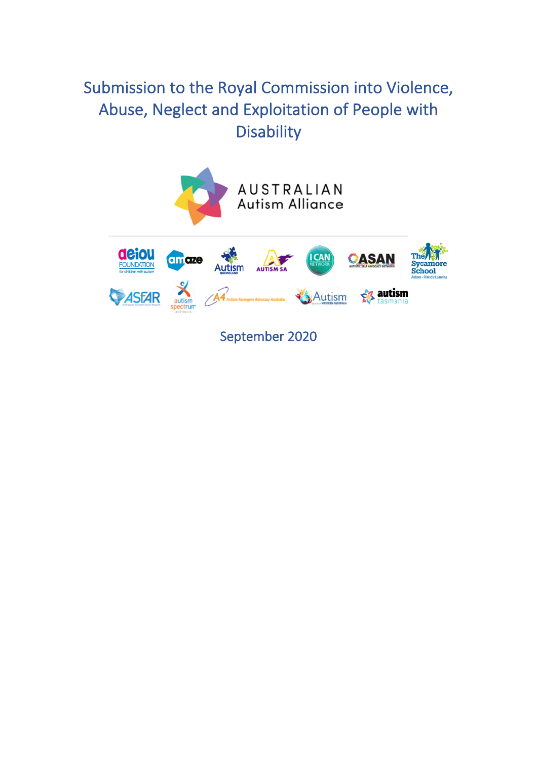# Submission to the Royal Commission into Violence, Abuse, Neglect and Exploitation of People with Disability

AUSTRALIAN Autism Alliance

September 2020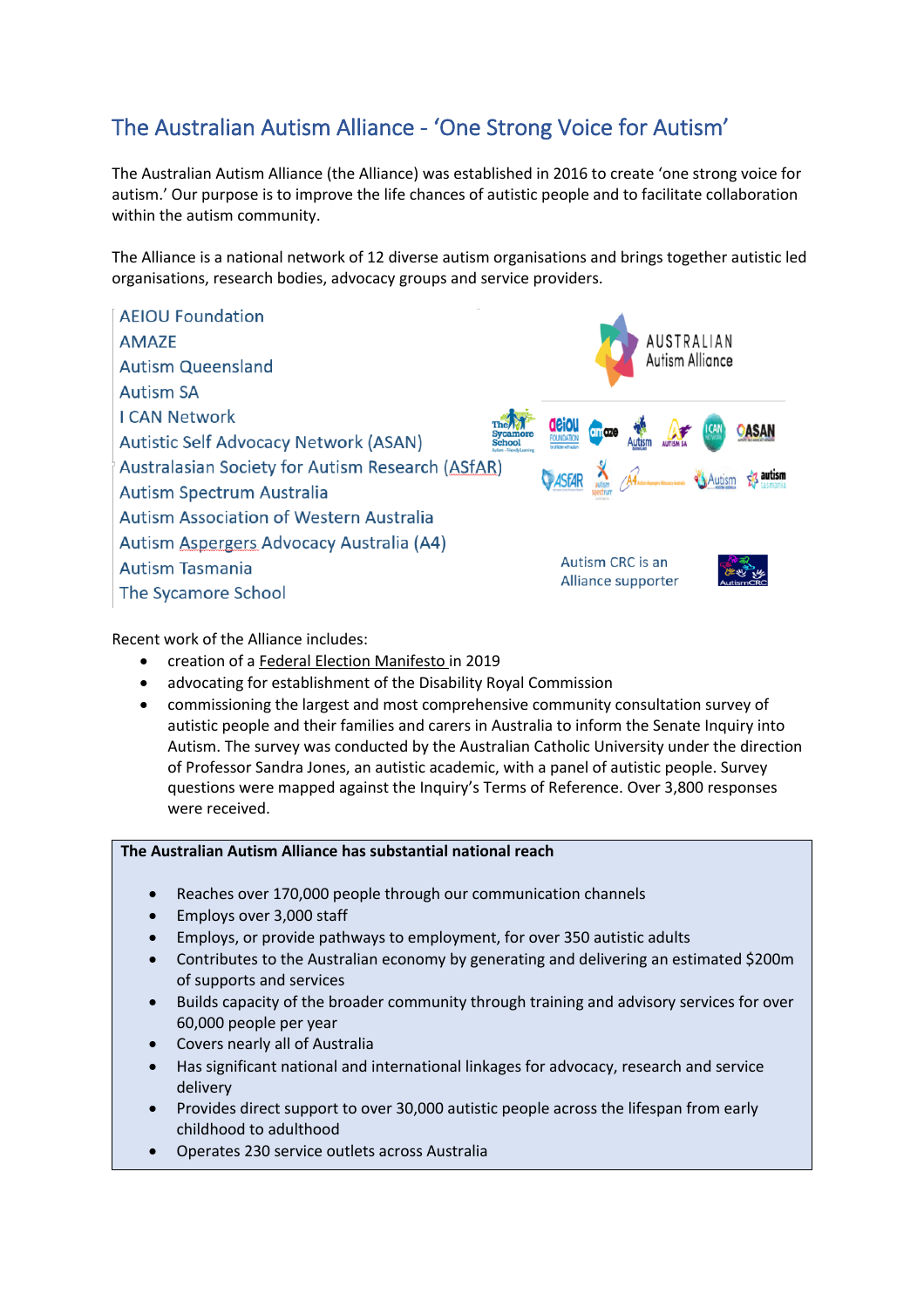## The Australian Autism Alliance - 'One Strong Voice for Autism'

The Australian Autism Alliance (the Alliance) was established in 2016 to create 'one strong voice for autism.' Our purpose is to improve the life chances of autistic people and to facilitate collaboration within the autism community.

The Alliance is a national network of 12 diverse autism organisations and brings together autistic led organisations, research bodies, advocacy groups and service providers.

AEIOU Foundation
AMAZE
Autism Queensland
Autism SA
I CAN Network
Autistic Self Advocacy Network (ASAN)
Australasian Society for Autism Research (ASfAR)
Autism Spectrum Australia
Autism Association of Western Australia
Autism Aspergers Advocacy Australia (A4)
Autism Tasmania
The Sycamore School

Autism CRC is an Alliance supporter

Recent work of the Alliance includes:

- creation of a Federal Election Manifesto in 2019
- advocating for establishment of the Disability Royal Commission
- commissioning the largest and most comprehensive community consultation survey of autistic people and their families and carers in Australia to inform the Senate Inquiry into Autism. The survey was conducted by the Australian Catholic University under the direction of Professor Sandra Jones, an autistic academic, with a panel of autistic people. Survey questions were mapped against the Inquiry's Terms of Reference. Over 3,800 responses were received.

**The Australian Autism Alliance has substantial national reach**

- Reaches over 170,000 people through our communication channels
- Employs over 3,000 staff
- Employs, or provide pathways to employment, for over 350 autistic adults
- Contributes to the Australian economy by generating and delivering an estimated $200m of supports and services
- Builds capacity of the broader community through training and advisory services for over 60,000 people per year
- Covers nearly all of Australia
- Has significant national and international linkages for advocacy, research and service delivery
- Provides direct support to over 30,000 autistic people across the lifespan from early childhood to adulthood
- Operates 230 service outlets across Australia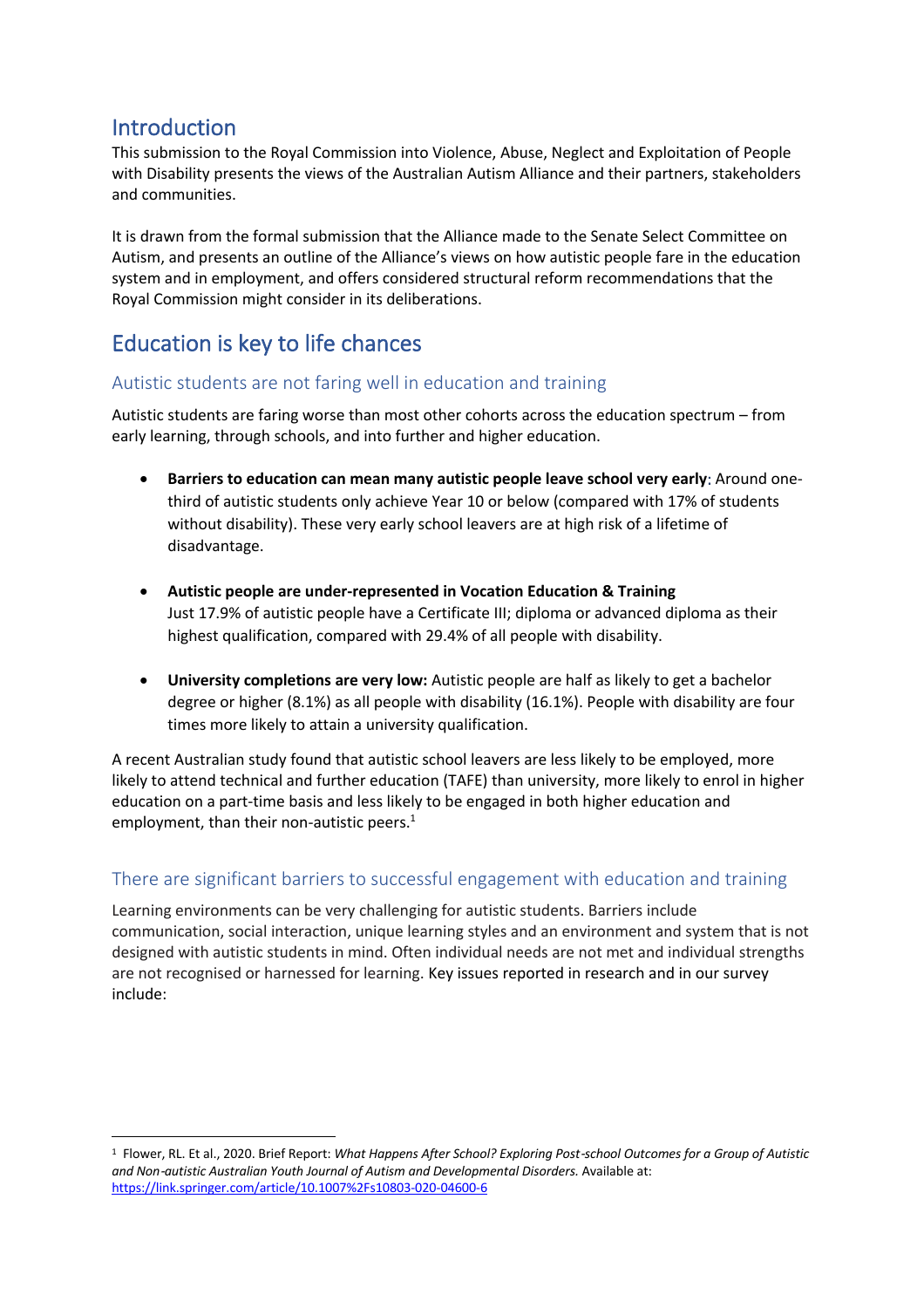## Introduction

This submission to the Royal Commission into Violence, Abuse, Neglect and Exploitation of People with Disability presents the views of the Australian Autism Alliance and their partners, stakeholders and communities.

It is drawn from the formal submission that the Alliance made to the Senate Select Committee on Autism, and presents an outline of the Alliance's views on how autistic people fare in the education system and in employment, and offers considered structural reform recommendations that the Royal Commission might consider in its deliberations.

## Education is key to life chances

### Autistic students are not faring well in education and training

Autistic students are faring worse than most other cohorts across the education spectrum – from early learning, through schools, and into further and higher education.

- **Barriers to education can mean many autistic people leave school very early**: Around one-third of autistic students only achieve Year 10 or below (compared with 17% of students without disability). These very early school leavers are at high risk of a lifetime of disadvantage.

- **Autistic people are under-represented in Vocation Education & Training**
  Just 17.9% of autistic people have a Certificate III; diploma or advanced diploma as their highest qualification, compared with 29.4% of all people with disability.

- **University completions are very low:** Autistic people are half as likely to get a bachelor degree or higher (8.1%) as all people with disability (16.1%). People with disability are four times more likely to attain a university qualification.

A recent Australian study found that autistic school leavers are less likely to be employed, more likely to attend technical and further education (TAFE) than university, more likely to enrol in higher education on a part-time basis and less likely to be engaged in both higher education and employment, than their non-autistic peers.[1]

### There are significant barriers to successful engagement with education and training

Learning environments can be very challenging for autistic students. Barriers include communication, social interaction, unique learning styles and an environment and system that is not designed with autistic students in mind. Often individual needs are not met and individual strengths are not recognised or harnessed for learning. Key issues reported in research and in our survey include:

---

[1] Flower, RL. Et al., 2020. Brief Report: *What Happens After School? Exploring Post-school Outcomes for a Group of Autistic and Non-autistic Australian Youth Journal of Autism and Developmental Disorders.* Available at: https://link.springer.com/article/10.1007%2Fs10803-020-04600-6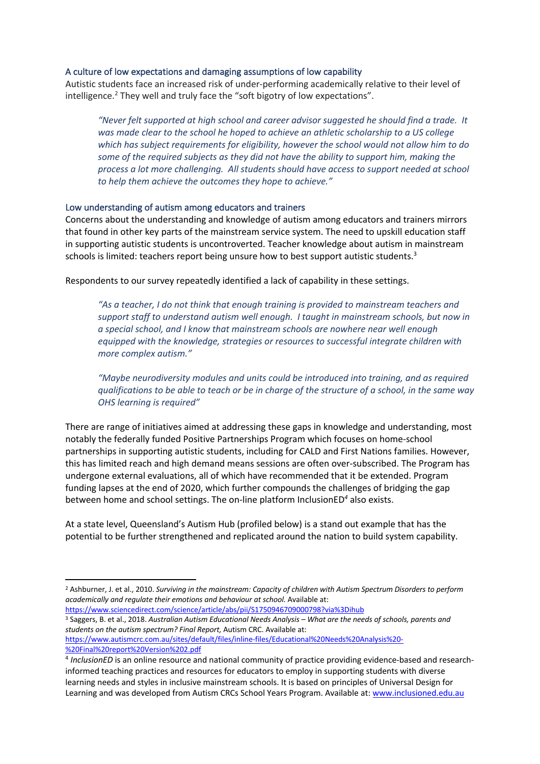### A culture of low expectations and damaging assumptions of low capability

Autistic students face an increased risk of under-performing academically relative to their level of intelligence.[2] They well and truly face the "soft bigotry of low expectations".

> *"Never felt supported at high school and career advisor suggested he should find a trade. It was made clear to the school he hoped to achieve an athletic scholarship to a US college which has subject requirements for eligibility, however the school would not allow him to do some of the required subjects as they did not have the ability to support him, making the process a lot more challenging. All students should have access to support needed at school to help them achieve the outcomes they hope to achieve."*

### Low understanding of autism among educators and trainers

Concerns about the understanding and knowledge of autism among educators and trainers mirrors that found in other key parts of the mainstream service system. The need to upskill education staff in supporting autistic students is uncontroverted. Teacher knowledge about autism in mainstream schools is limited: teachers report being unsure how to best support autistic students.[3]

Respondents to our survey repeatedly identified a lack of capability in these settings.

> *"As a teacher, I do not think that enough training is provided to mainstream teachers and support staff to understand autism well enough. I taught in mainstream schools, but now in a special school, and I know that mainstream schools are nowhere near well enough equipped with the knowledge, strategies or resources to successful integrate children with more complex autism."*

> *"Maybe neurodiversity modules and units could be introduced into training, and as required qualifications to be able to teach or be in charge of the structure of a school, in the same way OHS learning is required"*

There are range of initiatives aimed at addressing these gaps in knowledge and understanding, most notably the federally funded Positive Partnerships Program which focuses on home-school partnerships in supporting autistic students, including for CALD and First Nations families. However, this has limited reach and high demand means sessions are often over-subscribed. The Program has undergone external evaluations, all of which have recommended that it be extended. Program funding lapses at the end of 2020, which further compounds the challenges of bridging the gap between home and school settings. The on-line platform InclusionED[4] also exists.

At a state level, Queensland's Autism Hub (profiled below) is a stand out example that has the potential to be further strengthened and replicated around the nation to build system capability.

---

[2] Ashburner, J. et al., 2010. *Surviving in the mainstream: Capacity of children with Autism Spectrum Disorders to perform academically and regulate their emotions and behaviour at school.* Available at: https://www.sciencedirect.com/science/article/abs/pii/S1750946709000798?via%3Dihub

[3] Saggers, B. et al., 2018. *Australian Autism Educational Needs Analysis – What are the needs of schools, parents and students on the autism spectrum? Final Report,* Autism CRC. Available at: https://www.autismcrc.com.au/sites/default/files/inline-files/Educational%20Needs%20Analysis%20-%20Final%20report%20Version%202.pdf

[4] *InclusionED* is an online resource and national community of practice providing evidence-based and research-informed teaching practices and resources for educators to employ in supporting students with diverse learning needs and styles in inclusive mainstream schools. It is based on principles of Universal Design for Learning and was developed from Autism CRCs School Years Program. Available at: www.inclusioned.edu.au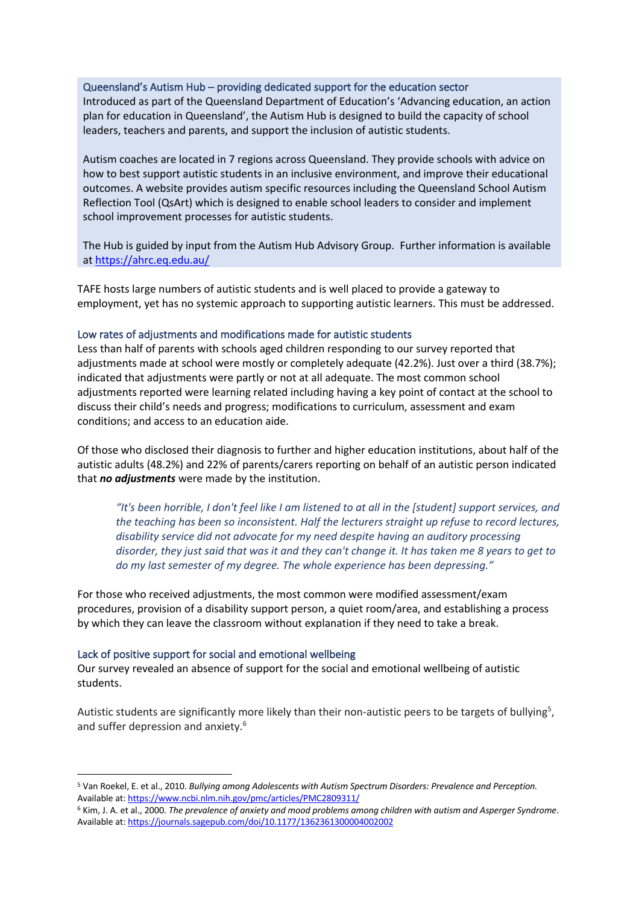### Queensland's Autism Hub – providing dedicated support for the education sector

Introduced as part of the Queensland Department of Education's 'Advancing education, an action plan for education in Queensland', the Autism Hub is designed to build the capacity of school leaders, teachers and parents, and support the inclusion of autistic students.

Autism coaches are located in 7 regions across Queensland. They provide schools with advice on how to best support autistic students in an inclusive environment, and improve their educational outcomes. A website provides autism specific resources including the Queensland School Autism Reflection Tool (QsArt) which is designed to enable school leaders to consider and implement school improvement processes for autistic students.

The Hub is guided by input from the Autism Hub Advisory Group. Further information is available at https://ahrc.eq.edu.au/

TAFE hosts large numbers of autistic students and is well placed to provide a gateway to employment, yet has no systemic approach to supporting autistic learners. This must be addressed.

### Low rates of adjustments and modifications made for autistic students

Less than half of parents with schools aged children responding to our survey reported that adjustments made at school were mostly or completely adequate (42.2%). Just over a third (38.7%); indicated that adjustments were partly or not at all adequate. The most common school adjustments reported were learning related including having a key point of contact at the school to discuss their child's needs and progress; modifications to curriculum, assessment and exam conditions; and access to an education aide.

Of those who disclosed their diagnosis to further and higher education institutions, about half of the autistic adults (48.2%) and 22% of parents/carers reporting on behalf of an autistic person indicated that ***no adjustments*** were made by the institution.

> *"It's been horrible, I don't feel like I am listened to at all in the [student] support services, and the teaching has been so inconsistent. Half the lecturers straight up refuse to record lectures, disability service did not advocate for my need despite having an auditory processing disorder, they just said that was it and they can't change it. It has taken me 8 years to get to do my last semester of my degree. The whole experience has been depressing."*

For those who received adjustments, the most common were modified assessment/exam procedures, provision of a disability support person, a quiet room/area, and establishing a process by which they can leave the classroom without explanation if they need to take a break.

### Lack of positive support for social and emotional wellbeing

Our survey revealed an absence of support for the social and emotional wellbeing of autistic students.

Autistic students are significantly more likely than their non-autistic peers to be targets of bullying[5], and suffer depression and anxiety.[6]

---

[5] Van Roekel, E. et al., 2010. *Bullying among Adolescents with Autism Spectrum Disorders: Prevalence and Perception.* Available at: https://www.ncbi.nlm.nih.gov/pmc/articles/PMC2809311/

[6] Kim, J. A. et al., 2000. *The prevalence of anxiety and mood problems among children with autism and Asperger Syndrome*. Available at: https://journals.sagepub.com/doi/10.1177/1362361300004002002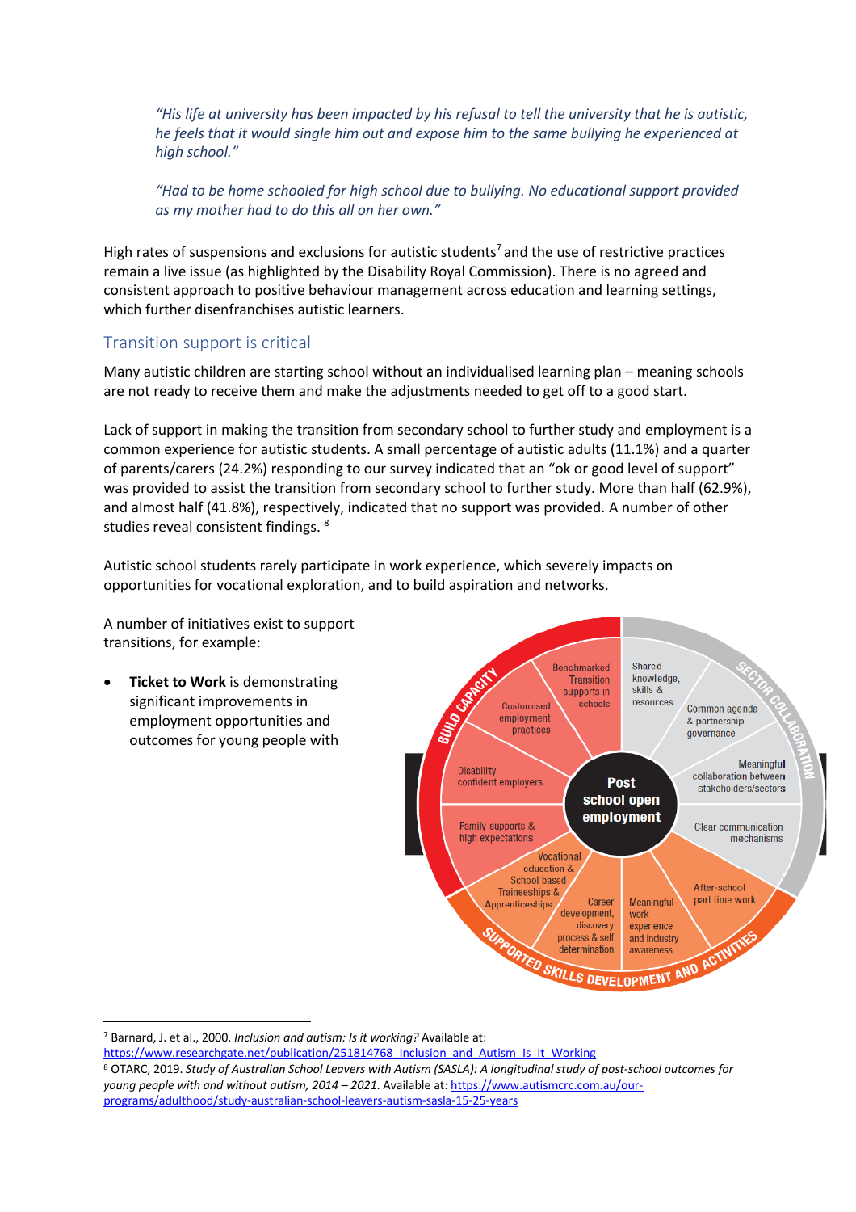> *"His life at university has been impacted by his refusal to tell the university that he is autistic, he feels that it would single him out and expose him to the same bullying he experienced at high school."*
>
> *"Had to be home schooled for high school due to bullying. No educational support provided as my mother had to do this all on her own."*

High rates of suspensions and exclusions for autistic students[7] and the use of restrictive practices remain a live issue (as highlighted by the Disability Royal Commission). There is no agreed and consistent approach to positive behaviour management across education and learning settings, which further disenfranchises autistic learners.

## Transition support is critical

Many autistic children are starting school without an individualised learning plan – meaning schools are not ready to receive them and make the adjustments needed to get off to a good start.

Lack of support in making the transition from secondary school to further study and employment is a common experience for autistic students. A small percentage of autistic adults (11.1%) and a quarter of parents/carers (24.2%) responding to our survey indicated that an "ok or good level of support" was provided to assist the transition from secondary school to further study. More than half (62.9%), and almost half (41.8%), respectively, indicated that no support was provided. A number of other studies reveal consistent findings. [8]

Autistic school students rarely participate in work experience, which severely impacts on opportunities for vocational exploration, and to build aspiration and networks.

A number of initiatives exist to support transitions, for example:

- **Ticket to Work** is demonstrating significant improvements in employment opportunities and outcomes for young people with

---

[7] Barnard, J. et al., 2000. *Inclusion and autism: Is it working?* Available at: https://www.researchgate.net/publication/251814768_Inclusion_and_Autism_Is_It_Working

[8] OTARC, 2019. *Study of Australian School Leavers with Autism (SASLA): A longitudinal study of post-school outcomes for young people with and without autism, 2014 – 2021*. Available at: https://www.autismcrc.com.au/our-programs/adulthood/study-australian-school-leavers-autism-sasla-15-25-years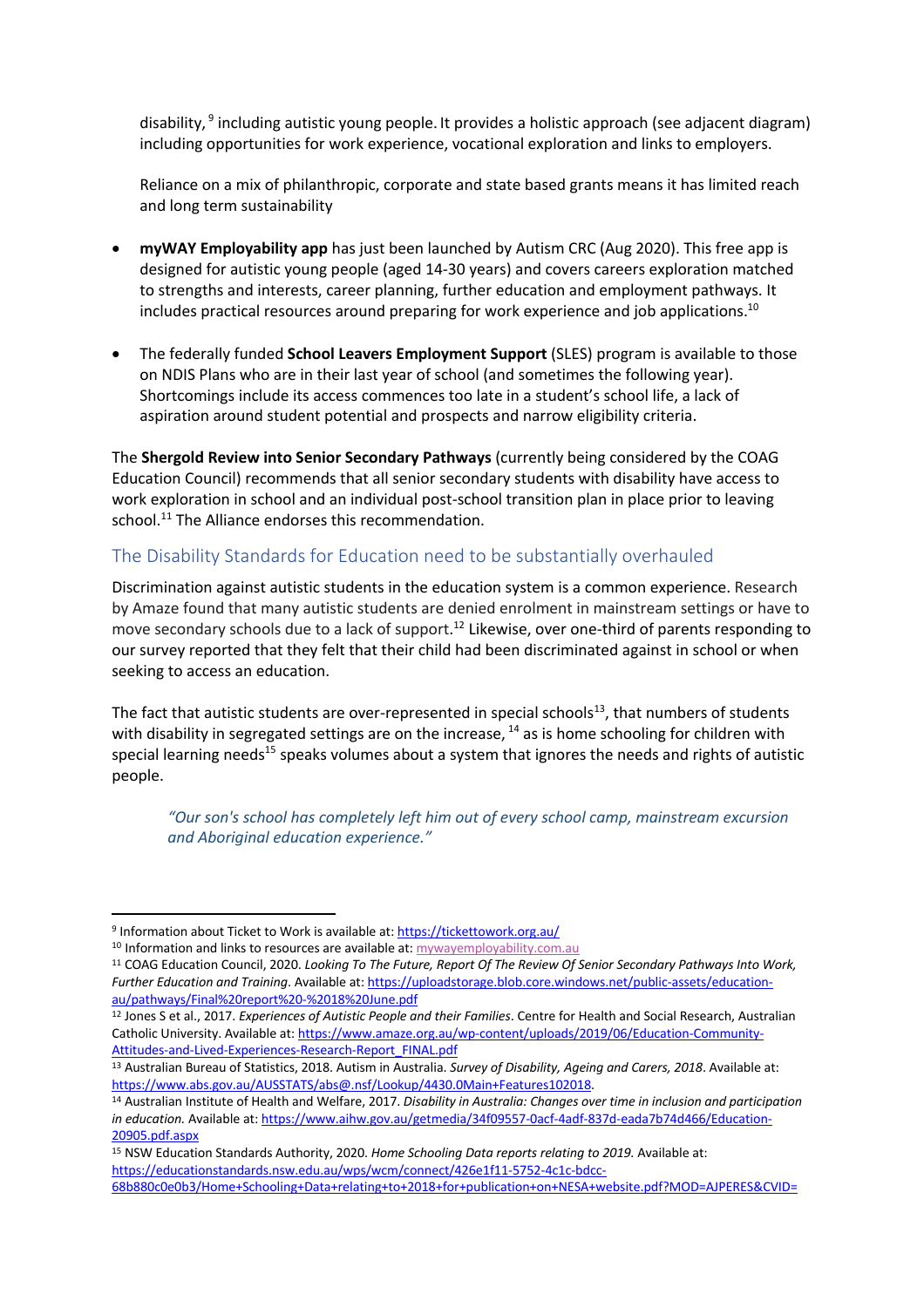disability,[9] including autistic young people. It provides a holistic approach (see adjacent diagram) including opportunities for work experience, vocational exploration and links to employers.

Reliance on a mix of philanthropic, corporate and state based grants means it has limited reach and long term sustainability

- **myWAY Employability app** has just been launched by Autism CRC (Aug 2020). This free app is designed for autistic young people (aged 14-30 years) and covers careers exploration matched to strengths and interests, career planning, further education and employment pathways. It includes practical resources around preparing for work experience and job applications.[10]

- The federally funded **School Leavers Employment Support** (SLES) program is available to those on NDIS Plans who are in their last year of school (and sometimes the following year). Shortcomings include its access commences too late in a student's school life, a lack of aspiration around student potential and prospects and narrow eligibility criteria.

The **Shergold Review into Senior Secondary Pathways** (currently being considered by the COAG Education Council) recommends that all senior secondary students with disability have access to work exploration in school and an individual post-school transition plan in place prior to leaving school.[11] The Alliance endorses this recommendation.

## The Disability Standards for Education need to be substantially overhauled

Discrimination against autistic students in the education system is a common experience. Research by Amaze found that many autistic students are denied enrolment in mainstream settings or have to move secondary schools due to a lack of support.[12] Likewise, over one-third of parents responding to our survey reported that they felt that their child had been discriminated against in school or when seeking to access an education.

The fact that autistic students are over-represented in special schools[13], that numbers of students with disability in segregated settings are on the increase, [14] as is home schooling for children with special learning needs[15] speaks volumes about a system that ignores the needs and rights of autistic people.

> *"Our son's school has completely left him out of every school camp, mainstream excursion and Aboriginal education experience."*

---

[9] Information about Ticket to Work is available at: https://tickettowork.org.au/

[10] Information and links to resources are available at: mywayemployability.com.au

[11] COAG Education Council, 2020. *Looking To The Future, Report Of The Review Of Senior Secondary Pathways Into Work, Further Education and Training*. Available at: https://uploadstorage.blob.core.windows.net/public-assets/education-au/pathways/Final%20report%20-%2018%20June.pdf

[12] Jones S et al., 2017. *Experiences of Autistic People and their Families*. Centre for Health and Social Research, Australian Catholic University. Available at: https://www.amaze.org.au/wp-content/uploads/2019/06/Education-Community-Attitudes-and-Lived-Experiences-Research-Report_FINAL.pdf

[13] Australian Bureau of Statistics, 2018. Autism in Australia. *Survey of Disability, Ageing and Carers, 2018*. Available at: https://www.abs.gov.au/AUSSTATS/abs@.nsf/Lookup/4430.0Main+Features102018.

[14] Australian Institute of Health and Welfare, 2017. *Disability in Australia: Changes over time in inclusion and participation in education.* Available at: https://www.aihw.gov.au/getmedia/34f09557-0acf-4adf-837d-eada7b74d466/Education-20905.pdf.aspx

[15] NSW Education Standards Authority, 2020. *Home Schooling Data reports relating to 2019.* Available at: https://educationstandards.nsw.edu.au/wps/wcm/connect/426e1f11-5752-4c1c-bdcc-68b880c0e0b3/Home+Schooling+Data+relating+to+2018+for+publication+on+NESA+website.pdf?MOD=AJPERES&CVID=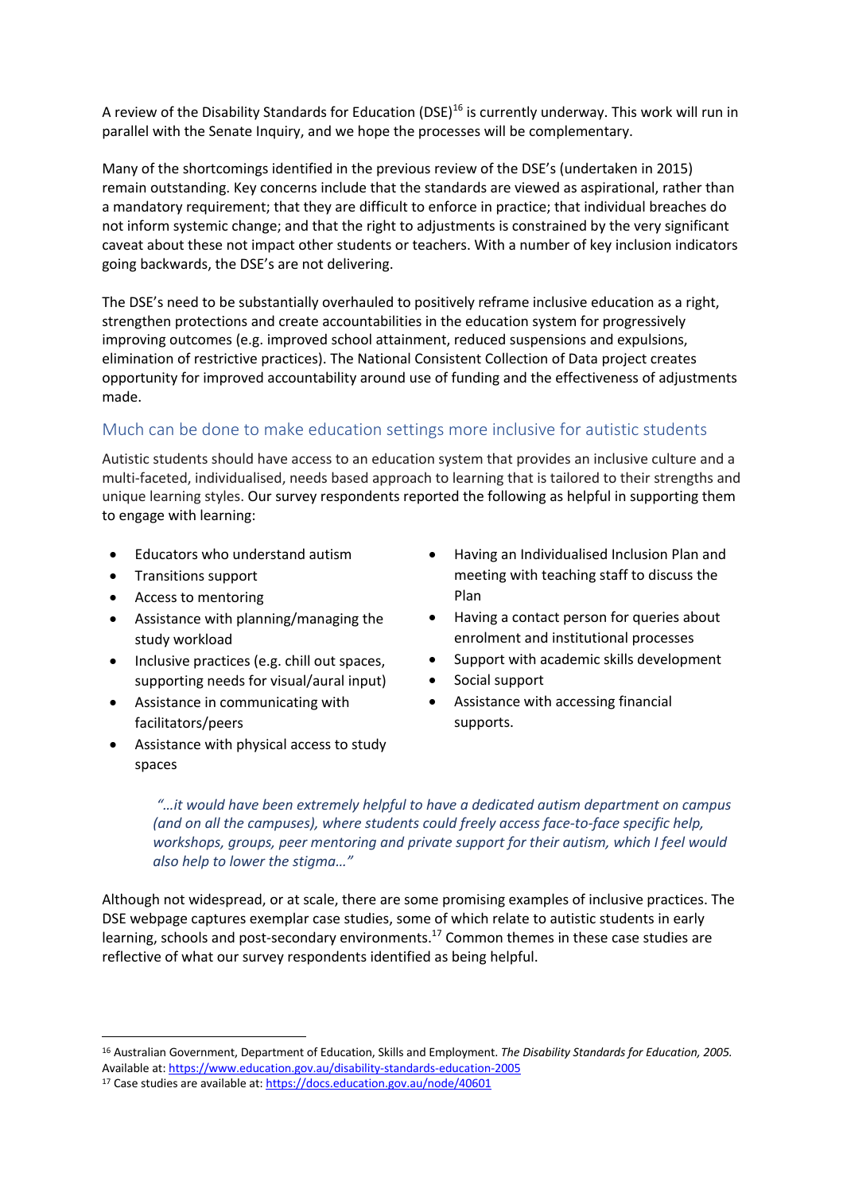A review of the Disability Standards for Education (DSE)[16] is currently underway. This work will run in parallel with the Senate Inquiry, and we hope the processes will be complementary.

Many of the shortcomings identified in the previous review of the DSE's (undertaken in 2015) remain outstanding. Key concerns include that the standards are viewed as aspirational, rather than a mandatory requirement; that they are difficult to enforce in practice; that individual breaches do not inform systemic change; and that the right to adjustments is constrained by the very significant caveat about these not impact other students or teachers. With a number of key inclusion indicators going backwards, the DSE's are not delivering.

The DSE's need to be substantially overhauled to positively reframe inclusive education as a right, strengthen protections and create accountabilities in the education system for progressively improving outcomes (e.g. improved school attainment, reduced suspensions and expulsions, elimination of restrictive practices). The National Consistent Collection of Data project creates opportunity for improved accountability around use of funding and the effectiveness of adjustments made.

## Much can be done to make education settings more inclusive for autistic students

Autistic students should have access to an education system that provides an inclusive culture and a multi-faceted, individualised, needs based approach to learning that is tailored to their strengths and unique learning styles. Our survey respondents reported the following as helpful in supporting them to engage with learning:

- Educators who understand autism
- Transitions support
- Access to mentoring
- Assistance with planning/managing the study workload
- Inclusive practices (e.g. chill out spaces, supporting needs for visual/aural input)
- Assistance in communicating with facilitators/peers
- Assistance with physical access to study spaces
- Having an Individualised Inclusion Plan and meeting with teaching staff to discuss the Plan
- Having a contact person for queries about enrolment and institutional processes
- Support with academic skills development
- Social support
- Assistance with accessing financial supports.

> *"…it would have been extremely helpful to have a dedicated autism department on campus (and on all the campuses), where students could freely access face-to-face specific help, workshops, groups, peer mentoring and private support for their autism, which I feel would also help to lower the stigma…"*

Although not widespread, or at scale, there are some promising examples of inclusive practices. The DSE webpage captures exemplar case studies, some of which relate to autistic students in early learning, schools and post-secondary environments.[17] Common themes in these case studies are reflective of what our survey respondents identified as being helpful.

---

[16] Australian Government, Department of Education, Skills and Employment. *The Disability Standards for Education, 2005.* Available at: https://www.education.gov.au/disability-standards-education-2005

[17] Case studies are available at: https://docs.education.gov.au/node/40601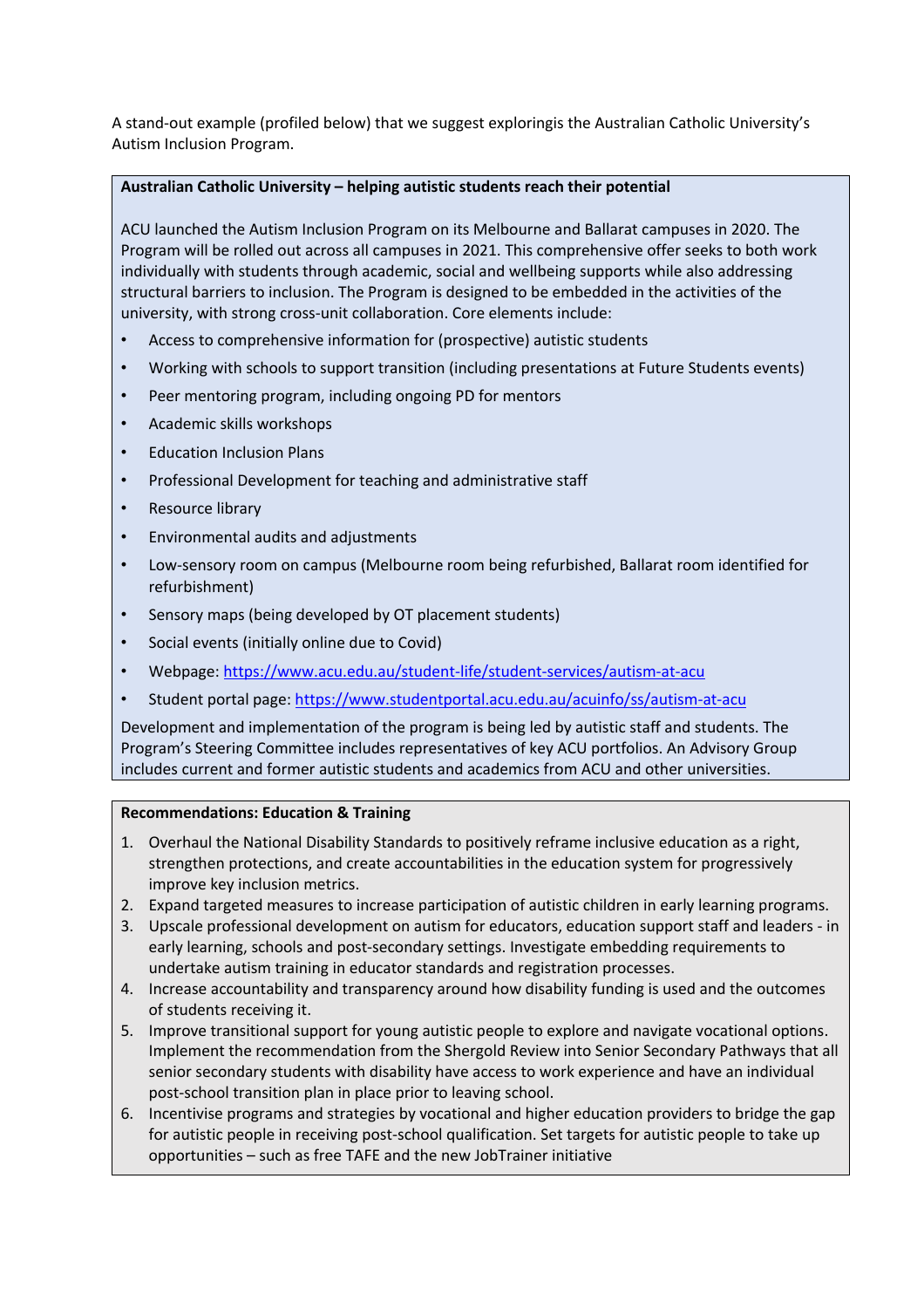A stand-out example (profiled below) that we suggest exploringis the Australian Catholic University's Autism Inclusion Program.

**Australian Catholic University – helping autistic students reach their potential**

ACU launched the Autism Inclusion Program on its Melbourne and Ballarat campuses in 2020. The Program will be rolled out across all campuses in 2021. This comprehensive offer seeks to both work individually with students through academic, social and wellbeing supports while also addressing structural barriers to inclusion. The Program is designed to be embedded in the activities of the university, with strong cross-unit collaboration. Core elements include:

- Access to comprehensive information for (prospective) autistic students
- Working with schools to support transition (including presentations at Future Students events)
- Peer mentoring program, including ongoing PD for mentors
- Academic skills workshops
- Education Inclusion Plans
- Professional Development for teaching and administrative staff
- Resource library
- Environmental audits and adjustments
- Low-sensory room on campus (Melbourne room being refurbished, Ballarat room identified for refurbishment)
- Sensory maps (being developed by OT placement students)
- Social events (initially online due to Covid)
- Webpage: https://www.acu.edu.au/student-life/student-services/autism-at-acu
- Student portal page: https://www.studentportal.acu.edu.au/acuinfo/ss/autism-at-acu

Development and implementation of the program is being led by autistic staff and students. The Program's Steering Committee includes representatives of key ACU portfolios. An Advisory Group includes current and former autistic students and academics from ACU and other universities.

**Recommendations: Education & Training**

1. Overhaul the National Disability Standards to positively reframe inclusive education as a right, strengthen protections, and create accountabilities in the education system for progressively improve key inclusion metrics.
2. Expand targeted measures to increase participation of autistic children in early learning programs.
3. Upscale professional development on autism for educators, education support staff and leaders - in early learning, schools and post-secondary settings. Investigate embedding requirements to undertake autism training in educator standards and registration processes.
4. Increase accountability and transparency around how disability funding is used and the outcomes of students receiving it.
5. Improve transitional support for young autistic people to explore and navigate vocational options. Implement the recommendation from the Shergold Review into Senior Secondary Pathways that all senior secondary students with disability have access to work experience and have an individual post-school transition plan in place prior to leaving school.
6. Incentivise programs and strategies by vocational and higher education providers to bridge the gap for autistic people in receiving post-school qualification. Set targets for autistic people to take up opportunities – such as free TAFE and the new JobTrainer initiative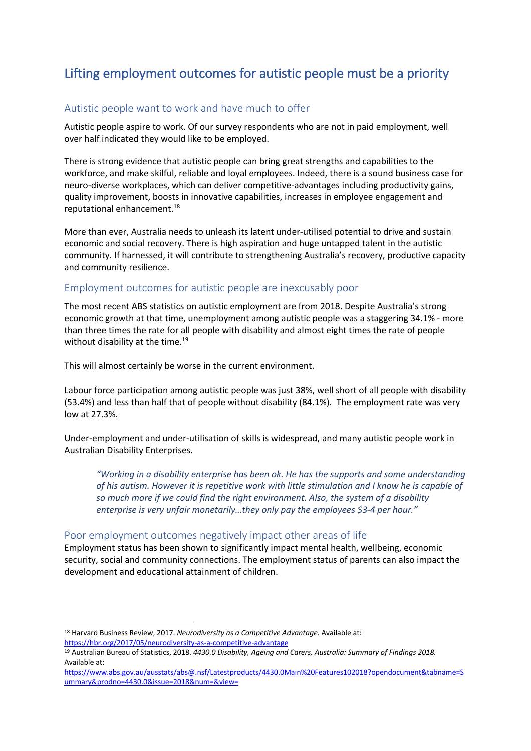## Lifting employment outcomes for autistic people must be a priority

### Autistic people want to work and have much to offer

Autistic people aspire to work. Of our survey respondents who are not in paid employment, well over half indicated they would like to be employed.

There is strong evidence that autistic people can bring great strengths and capabilities to the workforce, and make skilful, reliable and loyal employees. Indeed, there is a sound business case for neuro-diverse workplaces, which can deliver competitive-advantages including productivity gains, quality improvement, boosts in innovative capabilities, increases in employee engagement and reputational enhancement.[18]

More than ever, Australia needs to unleash its latent under-utilised potential to drive and sustain economic and social recovery. There is high aspiration and huge untapped talent in the autistic community. If harnessed, it will contribute to strengthening Australia's recovery, productive capacity and community resilience.

### Employment outcomes for autistic people are inexcusably poor

The most recent ABS statistics on autistic employment are from 2018. Despite Australia's strong economic growth at that time, unemployment among autistic people was a staggering 34.1% - more than three times the rate for all people with disability and almost eight times the rate of people without disability at the time.[19]

This will almost certainly be worse in the current environment.

Labour force participation among autistic people was just 38%, well short of all people with disability (53.4%) and less than half that of people without disability (84.1%). The employment rate was very low at 27.3%.

Under-employment and under-utilisation of skills is widespread, and many autistic people work in Australian Disability Enterprises.

> *"Working in a disability enterprise has been ok. He has the supports and some understanding of his autism. However it is repetitive work with little stimulation and I know he is capable of so much more if we could find the right environment. Also, the system of a disability enterprise is very unfair monetarily…they only pay the employees $3-4 per hour."*

### Poor employment outcomes negatively impact other areas of life

Employment status has been shown to significantly impact mental health, wellbeing, economic security, social and community connections. The employment status of parents can also impact the development and educational attainment of children.

---

[18] Harvard Business Review, 2017. *Neurodiversity as a Competitive Advantage.* Available at: https://hbr.org/2017/05/neurodiversity-as-a-competitive-advantage

[19] Australian Bureau of Statistics, 2018. *4430.0 Disability, Ageing and Carers, Australia: Summary of Findings 2018.* Available at: https://www.abs.gov.au/ausstats/abs@.nsf/Latestproducts/4430.0Main%20Features102018?opendocument&tabname=Summary&prodno=4430.0&issue=2018&num=&view=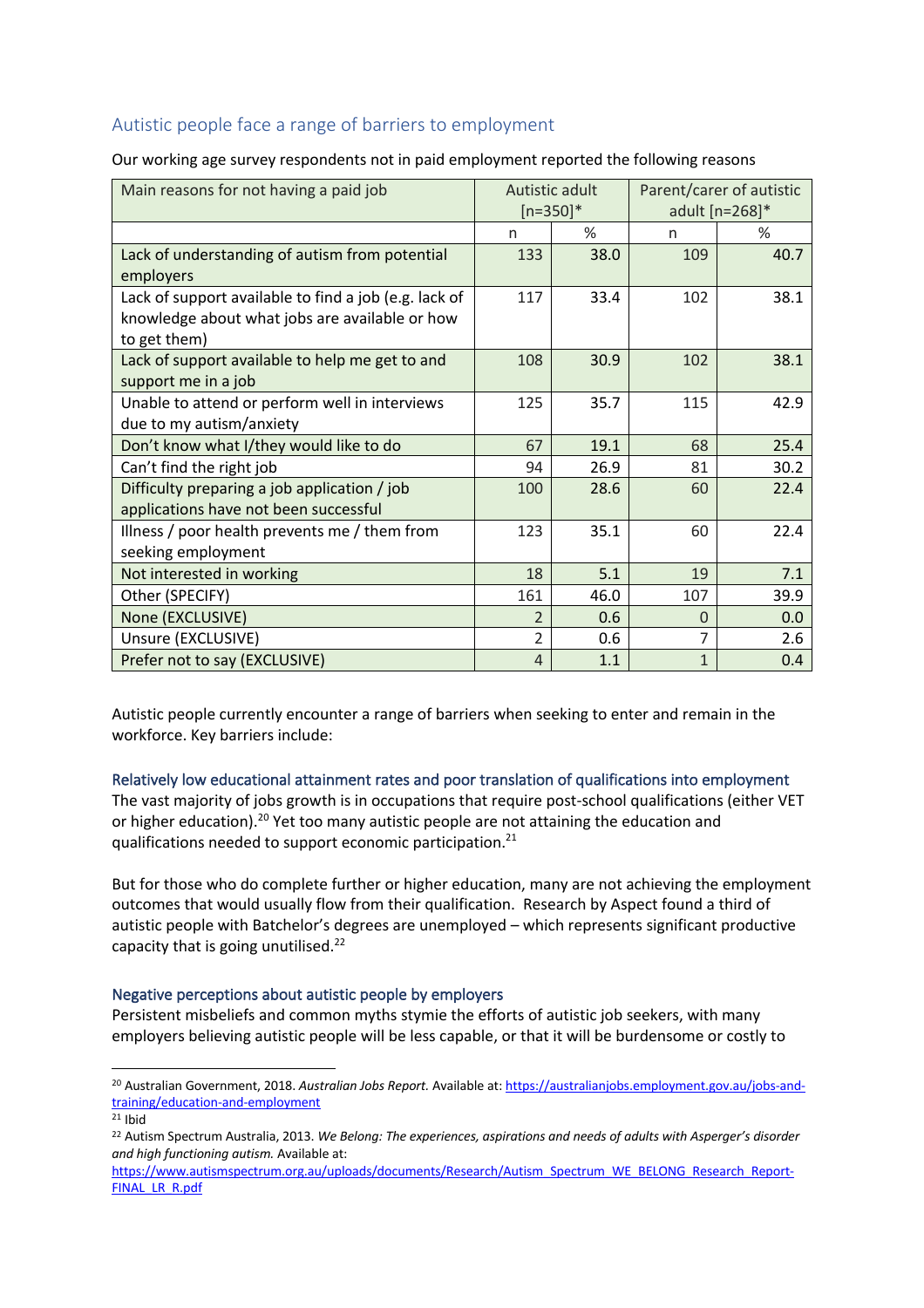## Autistic people face a range of barriers to employment

Our working age survey respondents not in paid employment reported the following reasons

| Main reasons for not having a paid job | Autistic adult [n=350]* | | Parent/carer of autistic adult [n=268]* | |
|---|---|---|---|---|
| | n | % | n | % |
| Lack of understanding of autism from potential employers | 133 | 38.0 | 109 | 40.7 |
| Lack of support available to find a job (e.g. lack of knowledge about what jobs are available or how to get them) | 117 | 33.4 | 102 | 38.1 |
| Lack of support available to help me get to and support me in a job | 108 | 30.9 | 102 | 38.1 |
| Unable to attend or perform well in interviews due to my autism/anxiety | 125 | 35.7 | 115 | 42.9 |
| Don't know what I/they would like to do | 67 | 19.1 | 68 | 25.4 |
| Can't find the right job | 94 | 26.9 | 81 | 30.2 |
| Difficulty preparing a job application / job applications have not been successful | 100 | 28.6 | 60 | 22.4 |
| Illness / poor health prevents me / them from seeking employment | 123 | 35.1 | 60 | 22.4 |
| Not interested in working | 18 | 5.1 | 19 | 7.1 |
| Other (SPECIFY) | 161 | 46.0 | 107 | 39.9 |
| None (EXCLUSIVE) | 2 | 0.6 | 0 | 0.0 |
| Unsure (EXCLUSIVE) | 2 | 0.6 | 7 | 2.6 |
| Prefer not to say (EXCLUSIVE) | 4 | 1.1 | 1 | 0.4 |

Autistic people currently encounter a range of barriers when seeking to enter and remain in the workforce. Key barriers include:

### Relatively low educational attainment rates and poor translation of qualifications into employment

The vast majority of jobs growth is in occupations that require post-school qualifications (either VET or higher education).[20] Yet too many autistic people are not attaining the education and qualifications needed to support economic participation.[21]

But for those who do complete further or higher education, many are not achieving the employment outcomes that would usually flow from their qualification. Research by Aspect found a third of autistic people with Batchelor's degrees are unemployed – which represents significant productive capacity that is going unutilised.[22]

### Negative perceptions about autistic people by employers

Persistent misbeliefs and common myths stymie the efforts of autistic job seekers, with many employers believing autistic people will be less capable, or that it will be burdensome or costly to

---

[20] Australian Government, 2018. *Australian Jobs Report.* Available at: https://australianjobs.employment.gov.au/jobs-and-training/education-and-employment

[21] Ibid

[22] Autism Spectrum Australia, 2013. *We Belong: The experiences, aspirations and needs of adults with Asperger's disorder and high functioning autism.* Available at: https://www.autismspectrum.org.au/uploads/documents/Research/Autism_Spectrum_WE_BELONG_Research_Report-FINAL_LR_R.pdf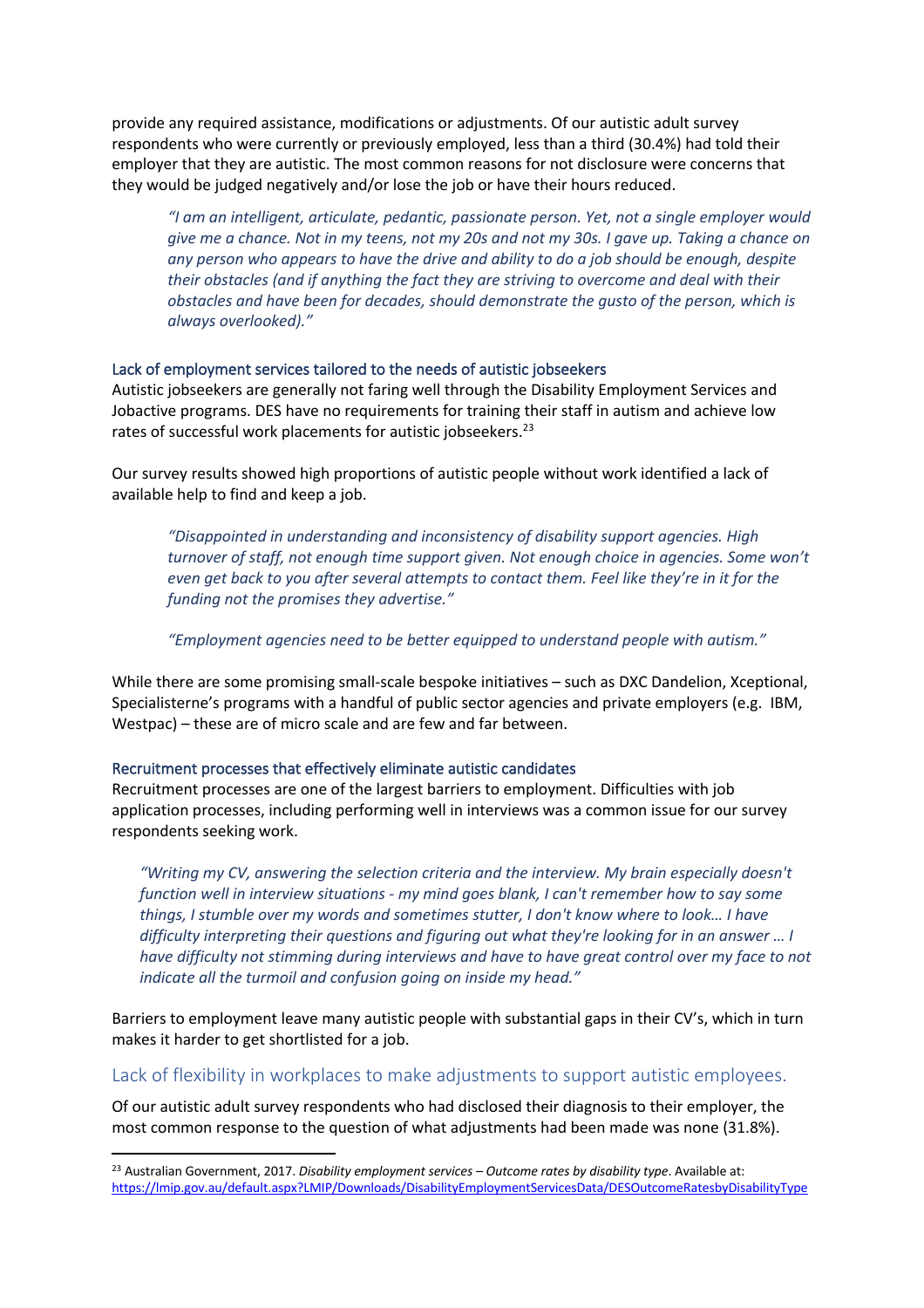provide any required assistance, modifications or adjustments. Of our autistic adult survey respondents who were currently or previously employed, less than a third (30.4%) had told their employer that they are autistic. The most common reasons for not disclosure were concerns that they would be judged negatively and/or lose the job or have their hours reduced.

> *"I am an intelligent, articulate, pedantic, passionate person. Yet, not a single employer would give me a chance. Not in my teens, not my 20s and not my 30s. I gave up. Taking a chance on any person who appears to have the drive and ability to do a job should be enough, despite their obstacles (and if anything the fact they are striving to overcome and deal with their obstacles and have been for decades, should demonstrate the gusto of the person, which is always overlooked)."*

### Lack of employment services tailored to the needs of autistic jobseekers

Autistic jobseekers are generally not faring well through the Disability Employment Services and Jobactive programs. DES have no requirements for training their staff in autism and achieve low rates of successful work placements for autistic jobseekers.[23]

Our survey results showed high proportions of autistic people without work identified a lack of available help to find and keep a job.

> *"Disappointed in understanding and inconsistency of disability support agencies. High turnover of staff, not enough time support given. Not enough choice in agencies. Some won't even get back to you after several attempts to contact them. Feel like they're in it for the funding not the promises they advertise."*

> *"Employment agencies need to be better equipped to understand people with autism."*

While there are some promising small-scale bespoke initiatives – such as DXC Dandelion, Xceptional, Specialisterne's programs with a handful of public sector agencies and private employers (e.g. IBM, Westpac) – these are of micro scale and are few and far between.

### Recruitment processes that effectively eliminate autistic candidates

Recruitment processes are one of the largest barriers to employment. Difficulties with job application processes, including performing well in interviews was a common issue for our survey respondents seeking work.

> *"Writing my CV, answering the selection criteria and the interview. My brain especially doesn't function well in interview situations - my mind goes blank, I can't remember how to say some things, I stumble over my words and sometimes stutter, I don't know where to look… I have difficulty interpreting their questions and figuring out what they're looking for in an answer … I have difficulty not stimming during interviews and have to have great control over my face to not indicate all the turmoil and confusion going on inside my head."*

Barriers to employment leave many autistic people with substantial gaps in their CV's, which in turn makes it harder to get shortlisted for a job.

## Lack of flexibility in workplaces to make adjustments to support autistic employees.

Of our autistic adult survey respondents who had disclosed their diagnosis to their employer, the most common response to the question of what adjustments had been made was none (31.8%).

---

[23] Australian Government, 2017. *Disability employment services – Outcome rates by disability type*. Available at: https://lmip.gov.au/default.aspx?LMIP/Downloads/DisabilityEmploymentServicesData/DESOutcomeRatesbyDisabilityType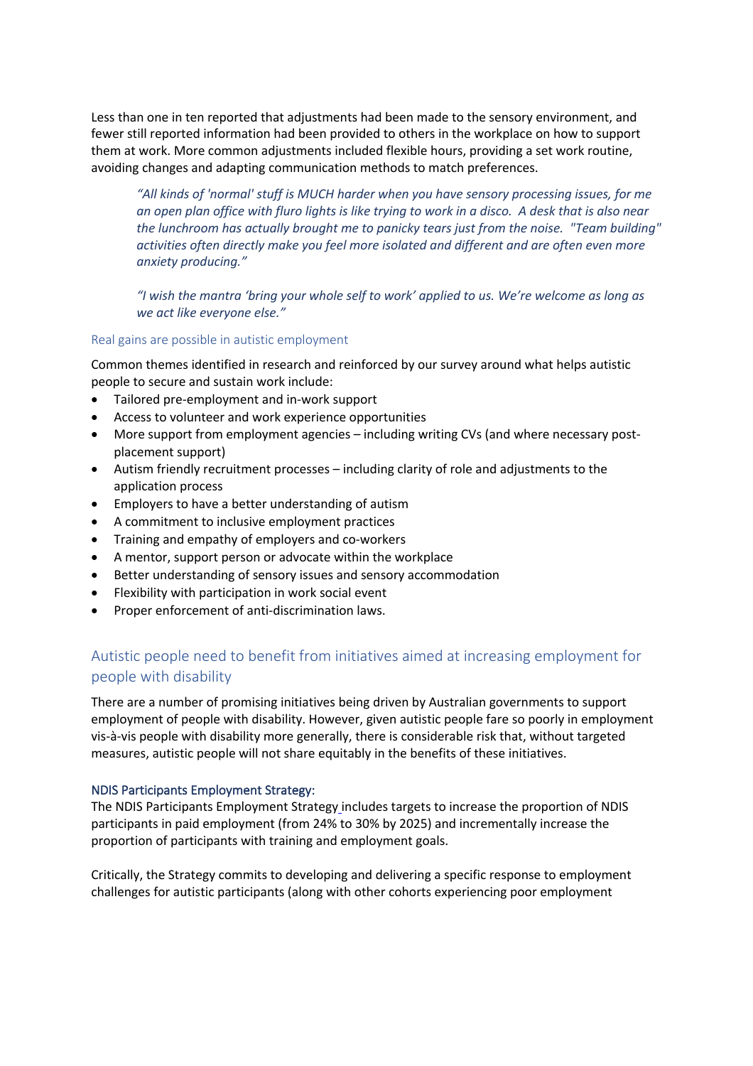Less than one in ten reported that adjustments had been made to the sensory environment, and fewer still reported information had been provided to others in the workplace on how to support them at work. More common adjustments included flexible hours, providing a set work routine, avoiding changes and adapting communication methods to match preferences.

> *"All kinds of 'normal' stuff is MUCH harder when you have sensory processing issues, for me an open plan office with fluro lights is like trying to work in a disco. A desk that is also near the lunchroom has actually brought me to panicky tears just from the noise. "Team building" activities often directly make you feel more isolated and different and are often even more anxiety producing."*
>
> *"I wish the mantra 'bring your whole self to work' applied to us. We're welcome as long as we act like everyone else."*

### Real gains are possible in autistic employment

Common themes identified in research and reinforced by our survey around what helps autistic people to secure and sustain work include:

- Tailored pre-employment and in-work support
- Access to volunteer and work experience opportunities
- More support from employment agencies – including writing CVs (and where necessary post-placement support)
- Autism friendly recruitment processes – including clarity of role and adjustments to the application process
- Employers to have a better understanding of autism
- A commitment to inclusive employment practices
- Training and empathy of employers and co-workers
- A mentor, support person or advocate within the workplace
- Better understanding of sensory issues and sensory accommodation
- Flexibility with participation in work social event
- Proper enforcement of anti-discrimination laws.

## Autistic people need to benefit from initiatives aimed at increasing employment for people with disability

There are a number of promising initiatives being driven by Australian governments to support employment of people with disability. However, given autistic people fare so poorly in employment vis-à-vis people with disability more generally, there is considerable risk that, without targeted measures, autistic people will not share equitably in the benefits of these initiatives.

#### NDIS Participants Employment Strategy:

The NDIS Participants Employment Strategy includes targets to increase the proportion of NDIS participants in paid employment (from 24% to 30% by 2025) and incrementally increase the proportion of participants with training and employment goals.

Critically, the Strategy commits to developing and delivering a specific response to employment challenges for autistic participants (along with other cohorts experiencing poor employment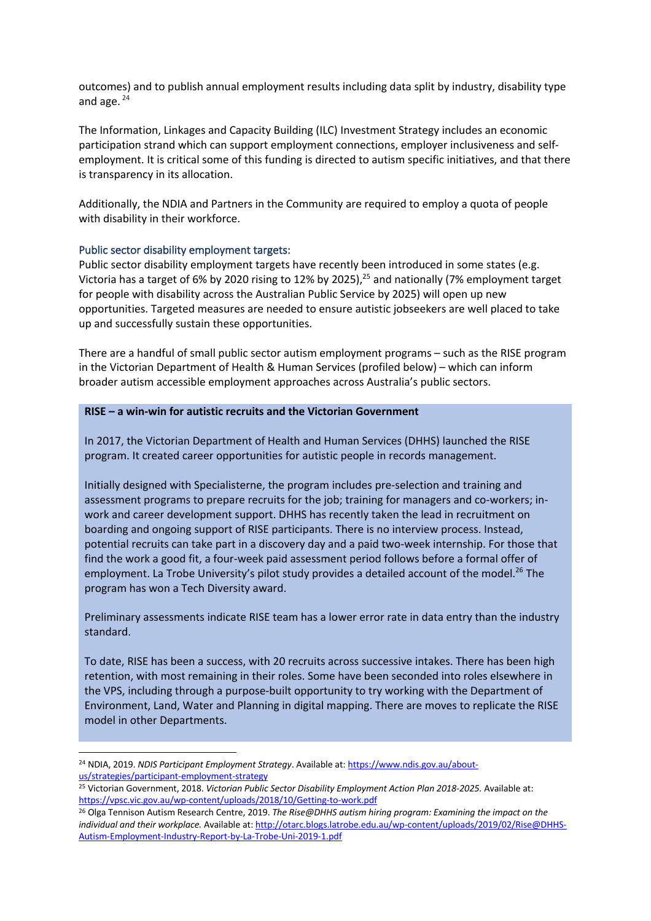outcomes) and to publish annual employment results including data split by industry, disability type and age.[24]

The Information, Linkages and Capacity Building (ILC) Investment Strategy includes an economic participation strand which can support employment connections, employer inclusiveness and self-employment. It is critical some of this funding is directed to autism specific initiatives, and that there is transparency in its allocation.

Additionally, the NDIA and Partners in the Community are required to employ a quota of people with disability in their workforce.

### Public sector disability employment targets:

Public sector disability employment targets have recently been introduced in some states (e.g. Victoria has a target of 6% by 2020 rising to 12% by 2025),[25] and nationally (7% employment target for people with disability across the Australian Public Service by 2025) will open up new opportunities. Targeted measures are needed to ensure autistic jobseekers are well placed to take up and successfully sustain these opportunities.

There are a handful of small public sector autism employment programs – such as the RISE program in the Victorian Department of Health & Human Services (profiled below) – which can inform broader autism accessible employment approaches across Australia's public sectors.

**RISE – a win-win for autistic recruits and the Victorian Government**

In 2017, the Victorian Department of Health and Human Services (DHHS) launched the RISE program. It created career opportunities for autistic people in records management.

Initially designed with Specialisterne, the program includes pre-selection and training and assessment programs to prepare recruits for the job; training for managers and co-workers; in-work and career development support. DHHS has recently taken the lead in recruitment on boarding and ongoing support of RISE participants. There is no interview process. Instead, potential recruits can take part in a discovery day and a paid two-week internship. For those that find the work a good fit, a four-week paid assessment period follows before a formal offer of employment. La Trobe University's pilot study provides a detailed account of the model.[26] The program has won a Tech Diversity award.

Preliminary assessments indicate RISE team has a lower error rate in data entry than the industry standard.

To date, RISE has been a success, with 20 recruits across successive intakes. There has been high retention, with most remaining in their roles. Some have been seconded into roles elsewhere in the VPS, including through a purpose-built opportunity to try working with the Department of Environment, Land, Water and Planning in digital mapping. There are moves to replicate the RISE model in other Departments.

---

[24] NDIA, 2019. *NDIS Participant Employment Strategy*. Available at: https://www.ndis.gov.au/about-us/strategies/participant-employment-strategy

[25] Victorian Government, 2018. *Victorian Public Sector Disability Employment Action Plan 2018-2025.* Available at: https://vpsc.vic.gov.au/wp-content/uploads/2018/10/Getting-to-work.pdf

[26] Olga Tennison Autism Research Centre, 2019. *The Rise@DHHS autism hiring program: Examining the impact on the individual and their workplace.* Available at: http://otarc.blogs.latrobe.edu.au/wp-content/uploads/2019/02/Rise@DHHS-Autism-Employment-Industry-Report-by-La-Trobe-Uni-2019-1.pdf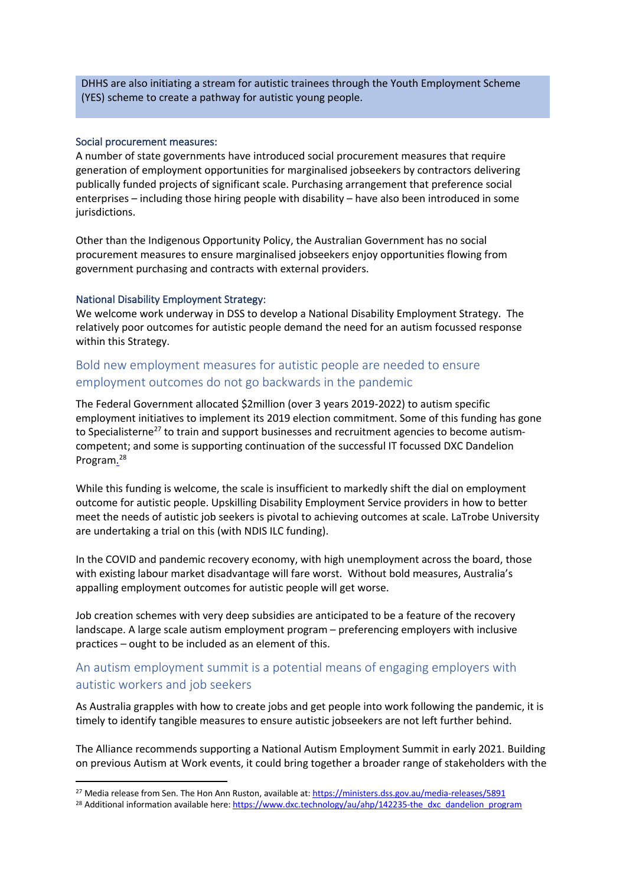DHHS are also initiating a stream for autistic trainees through the Youth Employment Scheme (YES) scheme to create a pathway for autistic young people.

### Social procurement measures:

A number of state governments have introduced social procurement measures that require generation of employment opportunities for marginalised jobseekers by contractors delivering publically funded projects of significant scale. Purchasing arrangement that preference social enterprises – including those hiring people with disability – have also been introduced in some jurisdictions.

Other than the Indigenous Opportunity Policy, the Australian Government has no social procurement measures to ensure marginalised jobseekers enjoy opportunities flowing from government purchasing and contracts with external providers.

### National Disability Employment Strategy:

We welcome work underway in DSS to develop a National Disability Employment Strategy. The relatively poor outcomes for autistic people demand the need for an autism focussed response within this Strategy.

## Bold new employment measures for autistic people are needed to ensure employment outcomes do not go backwards in the pandemic

The Federal Government allocated $2million (over 3 years 2019-2022) to autism specific employment initiatives to implement its 2019 election commitment. Some of this funding has gone to Specialisterne[27] to train and support businesses and recruitment agencies to become autism-competent; and some is supporting continuation of the successful IT focussed DXC Dandelion Program.[28]

While this funding is welcome, the scale is insufficient to markedly shift the dial on employment outcome for autistic people. Upskilling Disability Employment Service providers in how to better meet the needs of autistic job seekers is pivotal to achieving outcomes at scale. LaTrobe University are undertaking a trial on this (with NDIS ILC funding).

In the COVID and pandemic recovery economy, with high unemployment across the board, those with existing labour market disadvantage will fare worst. Without bold measures, Australia's appalling employment outcomes for autistic people will get worse.

Job creation schemes with very deep subsidies are anticipated to be a feature of the recovery landscape. A large scale autism employment program – preferencing employers with inclusive practices – ought to be included as an element of this.

## An autism employment summit is a potential means of engaging employers with autistic workers and job seekers

As Australia grapples with how to create jobs and get people into work following the pandemic, it is timely to identify tangible measures to ensure autistic jobseekers are not left further behind.

The Alliance recommends supporting a National Autism Employment Summit in early 2021. Building on previous Autism at Work events, it could bring together a broader range of stakeholders with the

---

[27] Media release from Sen. The Hon Ann Ruston, available at: https://ministers.dss.gov.au/media-releases/5891

[28] Additional information available here: https://www.dxc.technology/au/ahp/142235-the_dxc_dandelion_program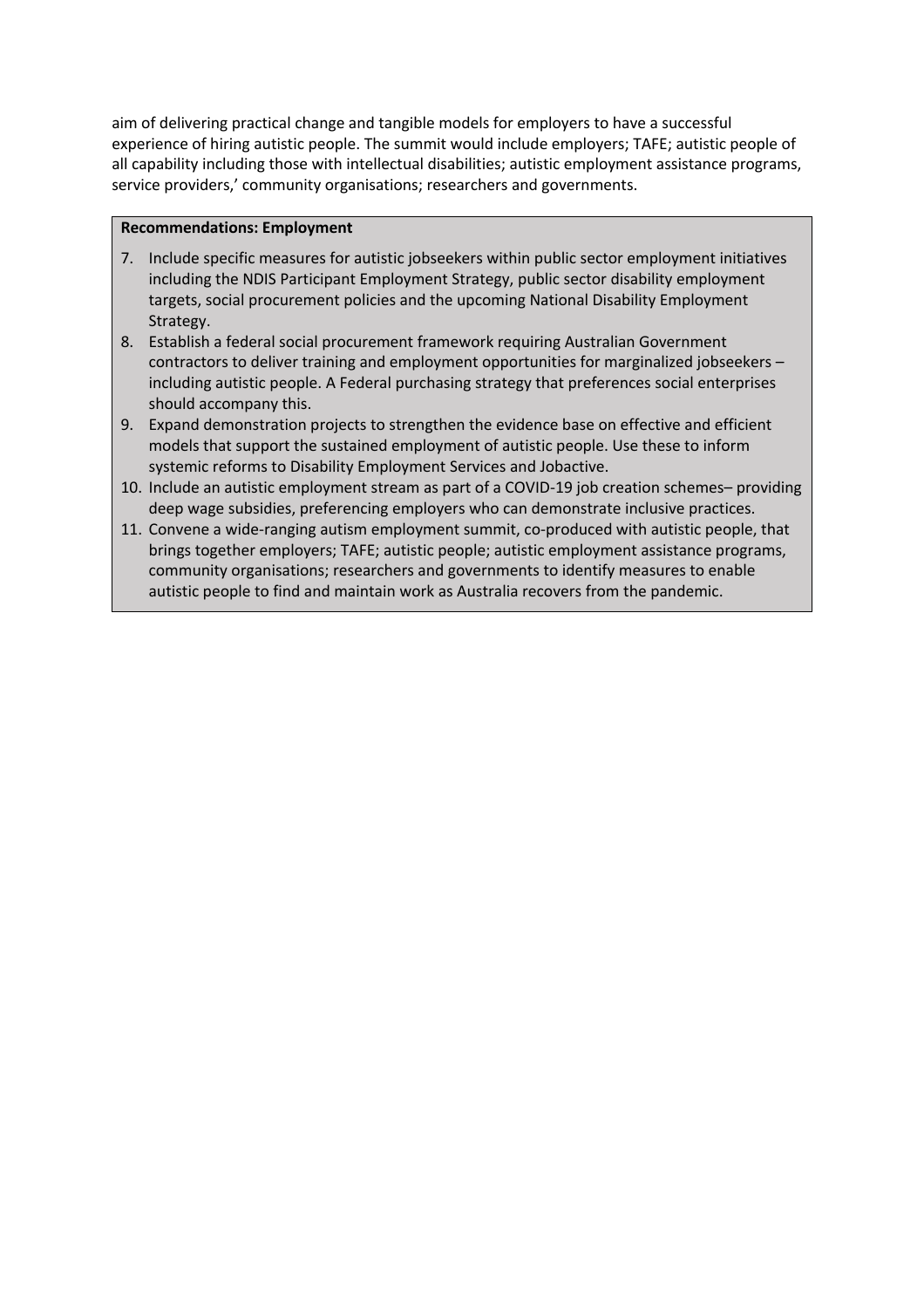aim of delivering practical change and tangible models for employers to have a successful experience of hiring autistic people. The summit would include employers; TAFE; autistic people of all capability including those with intellectual disabilities; autistic employment assistance programs, service providers,' community organisations; researchers and governments.

**Recommendations: Employment**

7. Include specific measures for autistic jobseekers within public sector employment initiatives including the NDIS Participant Employment Strategy, public sector disability employment targets, social procurement policies and the upcoming National Disability Employment Strategy.
8. Establish a federal social procurement framework requiring Australian Government contractors to deliver training and employment opportunities for marginalized jobseekers – including autistic people. A Federal purchasing strategy that preferences social enterprises should accompany this.
9. Expand demonstration projects to strengthen the evidence base on effective and efficient models that support the sustained employment of autistic people. Use these to inform systemic reforms to Disability Employment Services and Jobactive.
10. Include an autistic employment stream as part of a COVID-19 job creation schemes– providing deep wage subsidies, preferencing employers who can demonstrate inclusive practices.
11. Convene a wide-ranging autism employment summit, co-produced with autistic people, that brings together employers; TAFE; autistic people; autistic employment assistance programs, community organisations; researchers and governments to identify measures to enable autistic people to find and maintain work as Australia recovers from the pandemic.